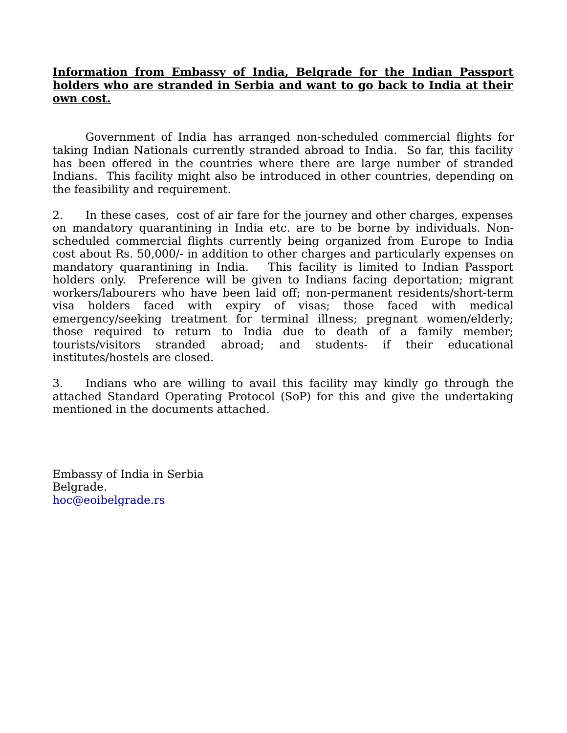**<u>Information from Embassy of India, Belgrade for the Indian Passport holders who are stranded in Serbia and want to go back to India at their own cost.</u>**

Government of India has arranged non-scheduled commercial flights for taking Indian Nationals currently stranded abroad to India. So far, this facility has been offered in the countries where there are large number of stranded Indians. This facility might also be introduced in other countries, depending on the feasibility and requirement.

2. In these cases, cost of air fare for the journey and other charges, expenses on mandatory quarantining in India etc. are to be borne by individuals. Non-scheduled commercial flights currently being organized from Europe to India cost about Rs. 50,000/- in addition to other charges and particularly expenses on mandatory quarantining in India. This facility is limited to Indian Passport holders only. Preference will be given to Indians facing deportation; migrant workers/labourers who have been laid off; non-permanent residents/short-term visa holders faced with expiry of visas; those faced with medical emergency/seeking treatment for terminal illness; pregnant women/elderly; those required to return to India due to death of a family member; tourists/visitors stranded abroad; and students- if their educational institutes/hostels are closed.

3. Indians who are willing to avail this facility may kindly go through the attached Standard Operating Protocol (SoP) for this and give the undertaking mentioned in the documents attached.

Embassy of India in Serbia
Belgrade.
hoc@eoibelgrade.rs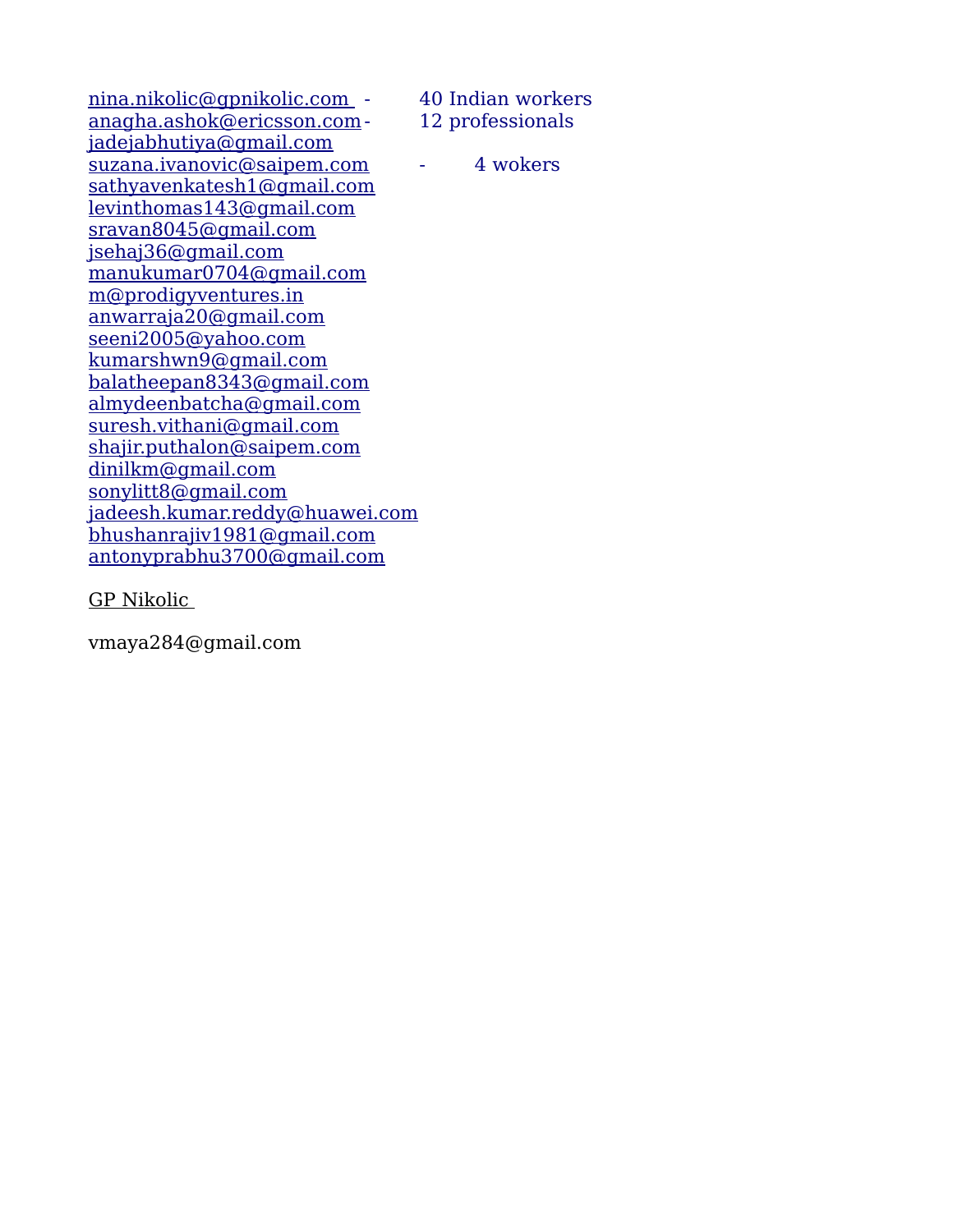nina.nikolic@gpnikolic.com - 40 Indian workers
anagha.ashok@ericsson.com - 12 professionals
jadejabhutiya@gmail.com
suzana.ivanovic@saipem.com - 4 wokers
sathyavenkatesh1@gmail.com
levinthomas143@gmail.com
sravan8045@gmail.com
jsehaj36@gmail.com
manukumar0704@gmail.com
m@prodigyventures.in
anwarraja20@gmail.com
seeni2005@yahoo.com
kumarshwn9@gmail.com
balatheepan8343@gmail.com
almydeenbatcha@gmail.com
suresh.vithani@gmail.com
shajir.puthalon@saipem.com
dinilkm@gmail.com
sonylitt8@gmail.com
jadeesh.kumar.reddy@huawei.com
bhushanrajiv1981@gmail.com
antonyprabhu3700@gmail.com

GP Nikolic

vmaya284@gmail.com